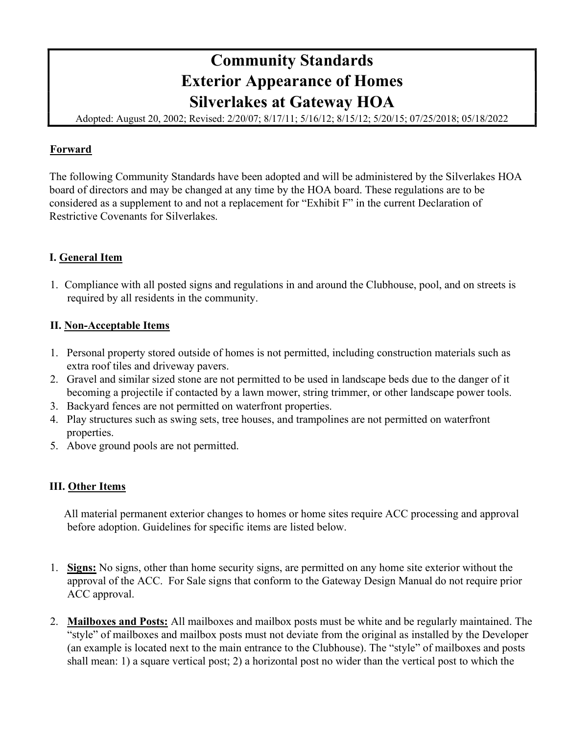# Community Standards
# Exterior Appearance of Homes
# Silverlakes at Gateway HOA

Adopted: August 20, 2002; Revised: 2/20/07; 8/17/11; 5/16/12; 8/15/12; 5/20/15; 07/25/2018; 05/18/2022

## Forward

The following Community Standards have been adopted and will be administered by the Silverlakes HOA board of directors and may be changed at any time by the HOA board. These regulations are to be considered as a supplement to and not a replacement for "Exhibit F" in the current Declaration of Restrictive Covenants for Silverlakes.

## I. General Item

1. Compliance with all posted signs and regulations in and around the Clubhouse, pool, and on streets is required by all residents in the community.

## II. Non-Acceptable Items

1. Personal property stored outside of homes is not permitted, including construction materials such as extra roof tiles and driveway pavers.
2. Gravel and similar sized stone are not permitted to be used in landscape beds due to the danger of it becoming a projectile if contacted by a lawn mower, string trimmer, or other landscape power tools.
3. Backyard fences are not permitted on waterfront properties.
4. Play structures such as swing sets, tree houses, and trampolines are not permitted on waterfront properties.
5. Above ground pools are not permitted.

## III. Other Items

All material permanent exterior changes to homes or home sites require ACC processing and approval before adoption. Guidelines for specific items are listed below.

1. **Signs:** No signs, other than home security signs, are permitted on any home site exterior without the approval of the ACC. For Sale signs that conform to the Gateway Design Manual do not require prior ACC approval.

2. **Mailboxes and Posts:** All mailboxes and mailbox posts must be white and be regularly maintained. The "style" of mailboxes and mailbox posts must not deviate from the original as installed by the Developer (an example is located next to the main entrance to the Clubhouse). The "style" of mailboxes and posts shall mean: 1) a square vertical post; 2) a horizontal post no wider than the vertical post to which the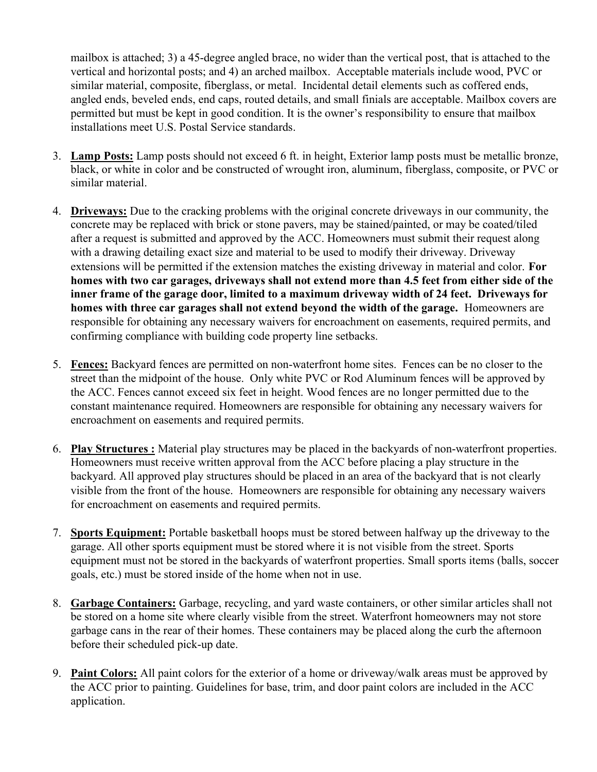mailbox is attached; 3) a 45-degree angled brace, no wider than the vertical post, that is attached to the vertical and horizontal posts; and 4) an arched mailbox. Acceptable materials include wood, PVC or similar material, composite, fiberglass, or metal. Incidental detail elements such as coffered ends, angled ends, beveled ends, end caps, routed details, and small finials are acceptable. Mailbox covers are permitted but must be kept in good condition. It is the owner's responsibility to ensure that mailbox installations meet U.S. Postal Service standards.

3. **Lamp Posts:** Lamp posts should not exceed 6 ft. in height, Exterior lamp posts must be metallic bronze, black, or white in color and be constructed of wrought iron, aluminum, fiberglass, composite, or PVC or similar material.

4. **Driveways:** Due to the cracking problems with the original concrete driveways in our community, the concrete may be replaced with brick or stone pavers, may be stained/painted, or may be coated/tiled after a request is submitted and approved by the ACC. Homeowners must submit their request along with a drawing detailing exact size and material to be used to modify their driveway. Driveway extensions will be permitted if the extension matches the existing driveway in material and color. **For homes with two car garages, driveways shall not extend more than 4.5 feet from either side of the inner frame of the garage door, limited to a maximum driveway width of 24 feet. Driveways for homes with three car garages shall not extend beyond the width of the garage.** Homeowners are responsible for obtaining any necessary waivers for encroachment on easements, required permits, and confirming compliance with building code property line setbacks.

5. **Fences:** Backyard fences are permitted on non-waterfront home sites. Fences can be no closer to the street than the midpoint of the house. Only white PVC or Rod Aluminum fences will be approved by the ACC. Fences cannot exceed six feet in height. Wood fences are no longer permitted due to the constant maintenance required. Homeowners are responsible for obtaining any necessary waivers for encroachment on easements and required permits.

6. **Play Structures :** Material play structures may be placed in the backyards of non-waterfront properties. Homeowners must receive written approval from the ACC before placing a play structure in the backyard. All approved play structures should be placed in an area of the backyard that is not clearly visible from the front of the house. Homeowners are responsible for obtaining any necessary waivers for encroachment on easements and required permits.

7. **Sports Equipment:** Portable basketball hoops must be stored between halfway up the driveway to the garage. All other sports equipment must be stored where it is not visible from the street. Sports equipment must not be stored in the backyards of waterfront properties. Small sports items (balls, soccer goals, etc.) must be stored inside of the home when not in use.

8. **Garbage Containers:** Garbage, recycling, and yard waste containers, or other similar articles shall not be stored on a home site where clearly visible from the street. Waterfront homeowners may not store garbage cans in the rear of their homes. These containers may be placed along the curb the afternoon before their scheduled pick-up date.

9. **Paint Colors:** All paint colors for the exterior of a home or driveway/walk areas must be approved by the ACC prior to painting. Guidelines for base, trim, and door paint colors are included in the ACC application.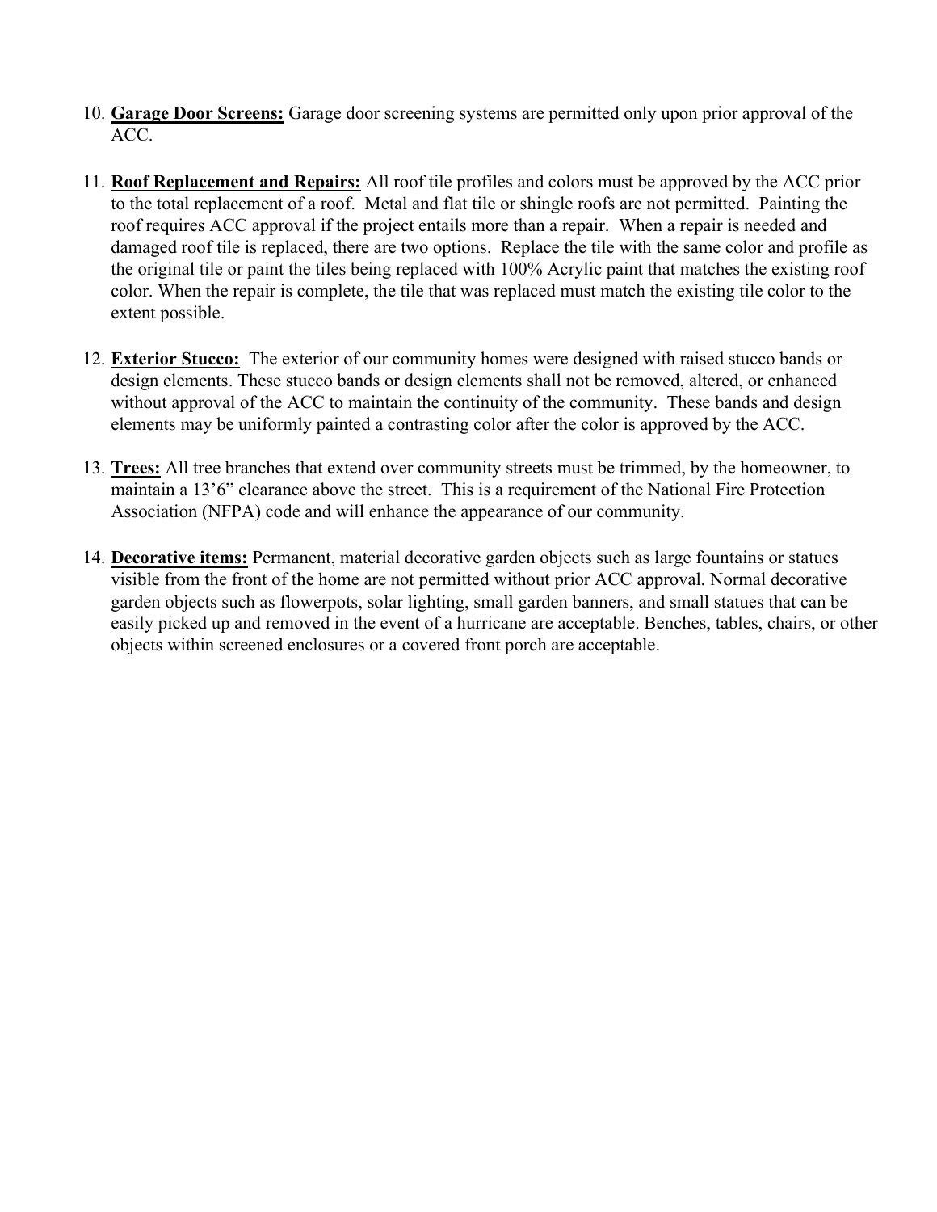10. **<u>Garage Door Screens:</u>** Garage door screening systems are permitted only upon prior approval of the ACC.

11. **<u>Roof Replacement and Repairs:</u>** All roof tile profiles and colors must be approved by the ACC prior to the total replacement of a roof. Metal and flat tile or shingle roofs are not permitted. Painting the roof requires ACC approval if the project entails more than a repair. When a repair is needed and damaged roof tile is replaced, there are two options. Replace the tile with the same color and profile as the original tile or paint the tiles being replaced with 100% Acrylic paint that matches the existing roof color. When the repair is complete, the tile that was replaced must match the existing tile color to the extent possible.

12. **<u>Exterior Stucco:</u>** The exterior of our community homes were designed with raised stucco bands or design elements. These stucco bands or design elements shall not be removed, altered, or enhanced without approval of the ACC to maintain the continuity of the community. These bands and design elements may be uniformly painted a contrasting color after the color is approved by the ACC.

13. **<u>Trees:</u>** All tree branches that extend over community streets must be trimmed, by the homeowner, to maintain a 13'6" clearance above the street. This is a requirement of the National Fire Protection Association (NFPA) code and will enhance the appearance of our community.

14. **<u>Decorative items:</u>** Permanent, material decorative garden objects such as large fountains or statues visible from the front of the home are not permitted without prior ACC approval. Normal decorative garden objects such as flowerpots, solar lighting, small garden banners, and small statues that can be easily picked up and removed in the event of a hurricane are acceptable. Benches, tables, chairs, or other objects within screened enclosures or a covered front porch are acceptable.